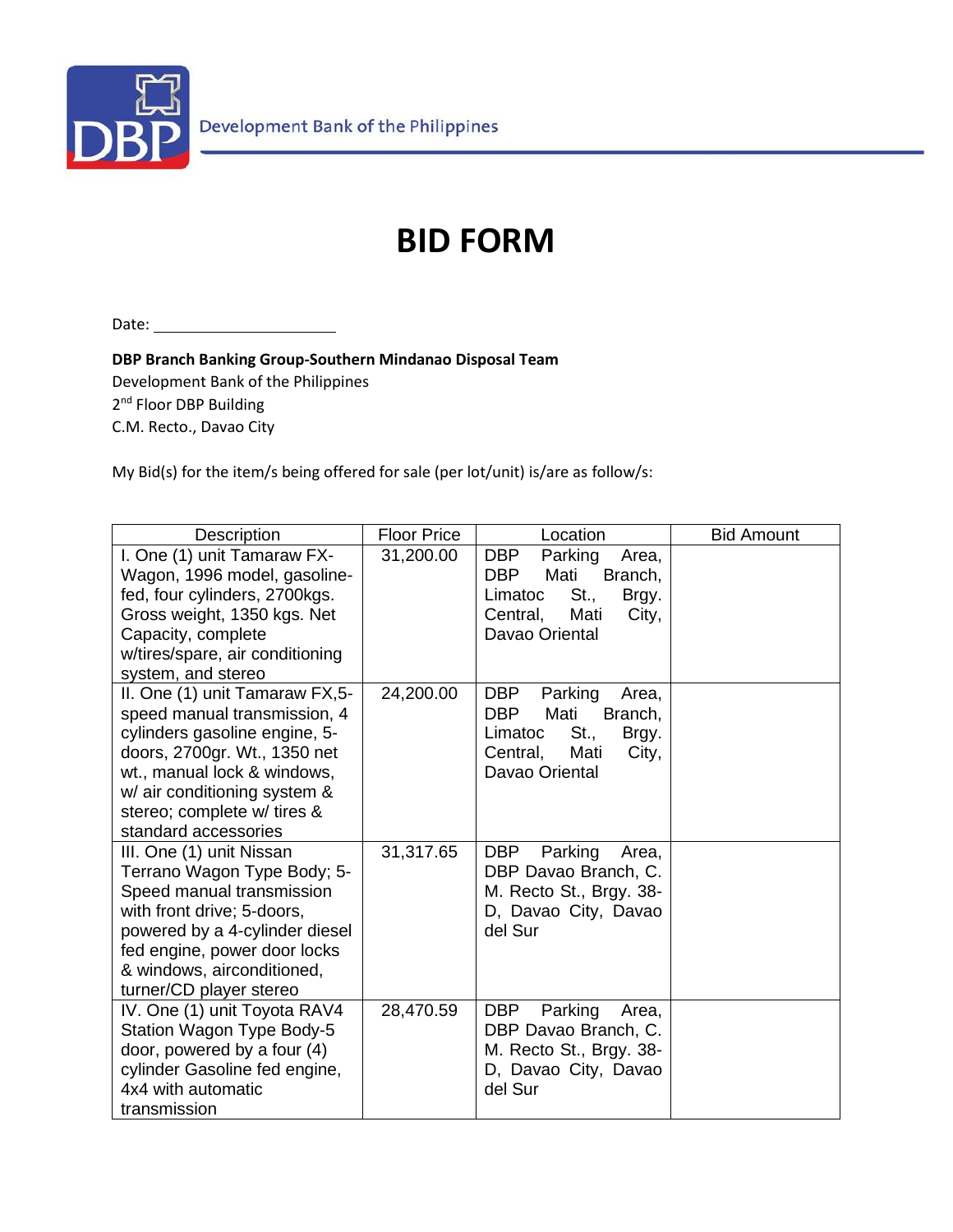Development Bank of the Philippines

# BID FORM

Date: ____________________

**DBP Branch Banking Group-Southern Mindanao Disposal Team**
Development Bank of the Philippines
2nd Floor DBP Building
C.M. Recto., Davao City

My Bid(s) for the item/s being offered for sale (per lot/unit) is/are as follow/s:

| Description | Floor Price | Location | Bid Amount |
|---|---|---|---|
| I. One (1) unit Tamaraw FX-Wagon, 1996 model, gasoline-fed, four cylinders, 2700kgs. Gross weight, 1350 kgs. Net Capacity, complete w/tires/spare, air conditioning system, and stereo | 31,200.00 | DBP Parking Area, DBP Mati Branch, Limatoc St., Brgy. Central, Mati City, Davao Oriental | |
| II. One (1) unit Tamaraw FX,5-speed manual transmission, 4 cylinders gasoline engine, 5-doors, 2700gr. Wt., 1350 net wt., manual lock & windows, w/ air conditioning system & stereo; complete w/ tires & standard accessories | 24,200.00 | DBP Parking Area, DBP Mati Branch, Limatoc St., Brgy. Central, Mati City, Davao Oriental | |
| III. One (1) unit Nissan Terrano Wagon Type Body; 5-Speed manual transmission with front drive; 5-doors, powered by a 4-cylinder diesel fed engine, power door locks & windows, airconditioned, turner/CD player stereo | 31,317.65 | DBP Parking Area, DBP Davao Branch, C. M. Recto St., Brgy. 38-D, Davao City, Davao del Sur | |
| IV. One (1) unit Toyota RAV4 Station Wagon Type Body-5 door, powered by a four (4) cylinder Gasoline fed engine, 4x4 with automatic transmission | 28,470.59 | DBP Parking Area, DBP Davao Branch, C. M. Recto St., Brgy. 38-D, Davao City, Davao del Sur | |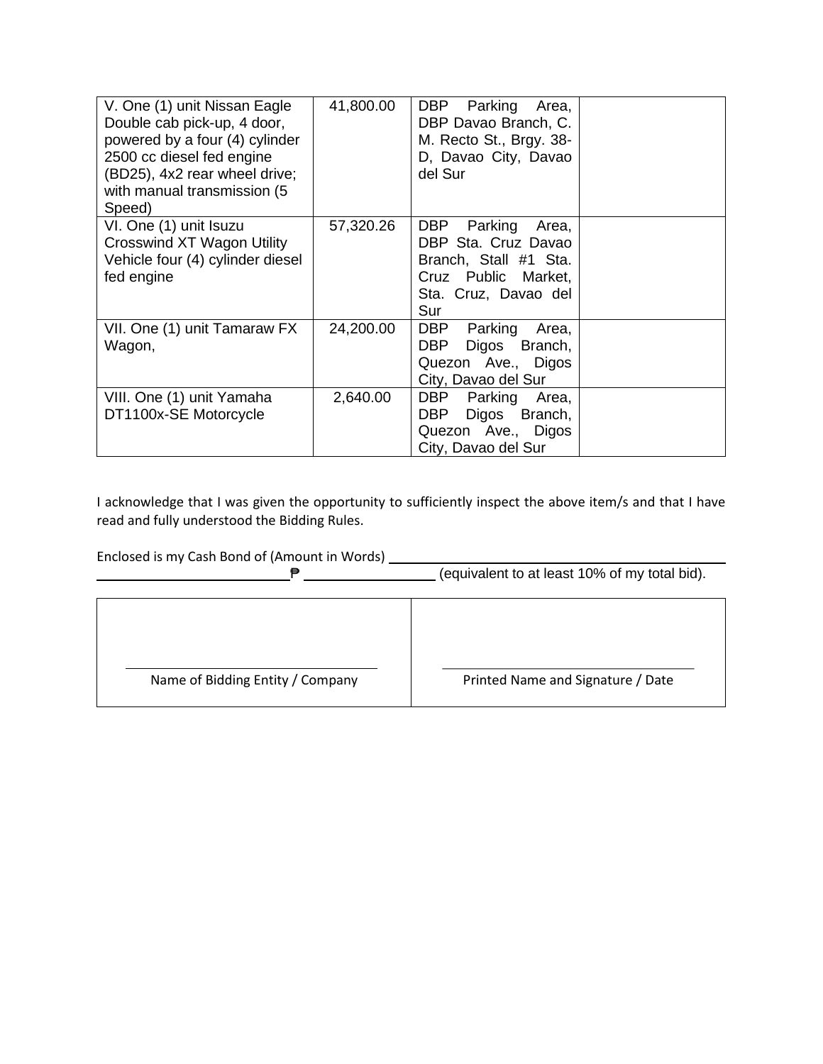| | | | |
|---|---|---|---|
| V. One (1) unit Nissan Eagle Double cab pick-up, 4 door, powered by a four (4) cylinder 2500 cc diesel fed engine (BD25), 4x2 rear wheel drive; with manual transmission (5 Speed) | 41,800.00 | DBP Parking Area, DBP Davao Branch, C. M. Recto St., Brgy. 38-D, Davao City, Davao del Sur | |
| VI. One (1) unit Isuzu Crosswind XT Wagon Utility Vehicle four (4) cylinder diesel fed engine | 57,320.26 | DBP Parking Area, DBP Sta. Cruz Davao Branch, Stall #1 Sta. Cruz Public Market, Sta. Cruz, Davao del Sur | |
| VII. One (1) unit Tamaraw FX Wagon, | 24,200.00 | DBP Parking Area, DBP Digos Branch, Quezon Ave., Digos City, Davao del Sur | |
| VIII. One (1) unit Yamaha DT1100x-SE Motorcycle | 2,640.00 | DBP Parking Area, DBP Digos Branch, Quezon Ave., Digos City, Davao del Sur | |

I acknowledge that I was given the opportunity to sufficiently inspect the above item/s and that I have read and fully understood the Bidding Rules.

Enclosed is my Cash Bond of (Amount in Words) ______________________________________________ ₱ __________________ (equivalent to at least 10% of my total bid).

| | |
|---|---|
| ______________________________ Name of Bidding Entity / Company | ______________________________ Printed Name and Signature / Date |